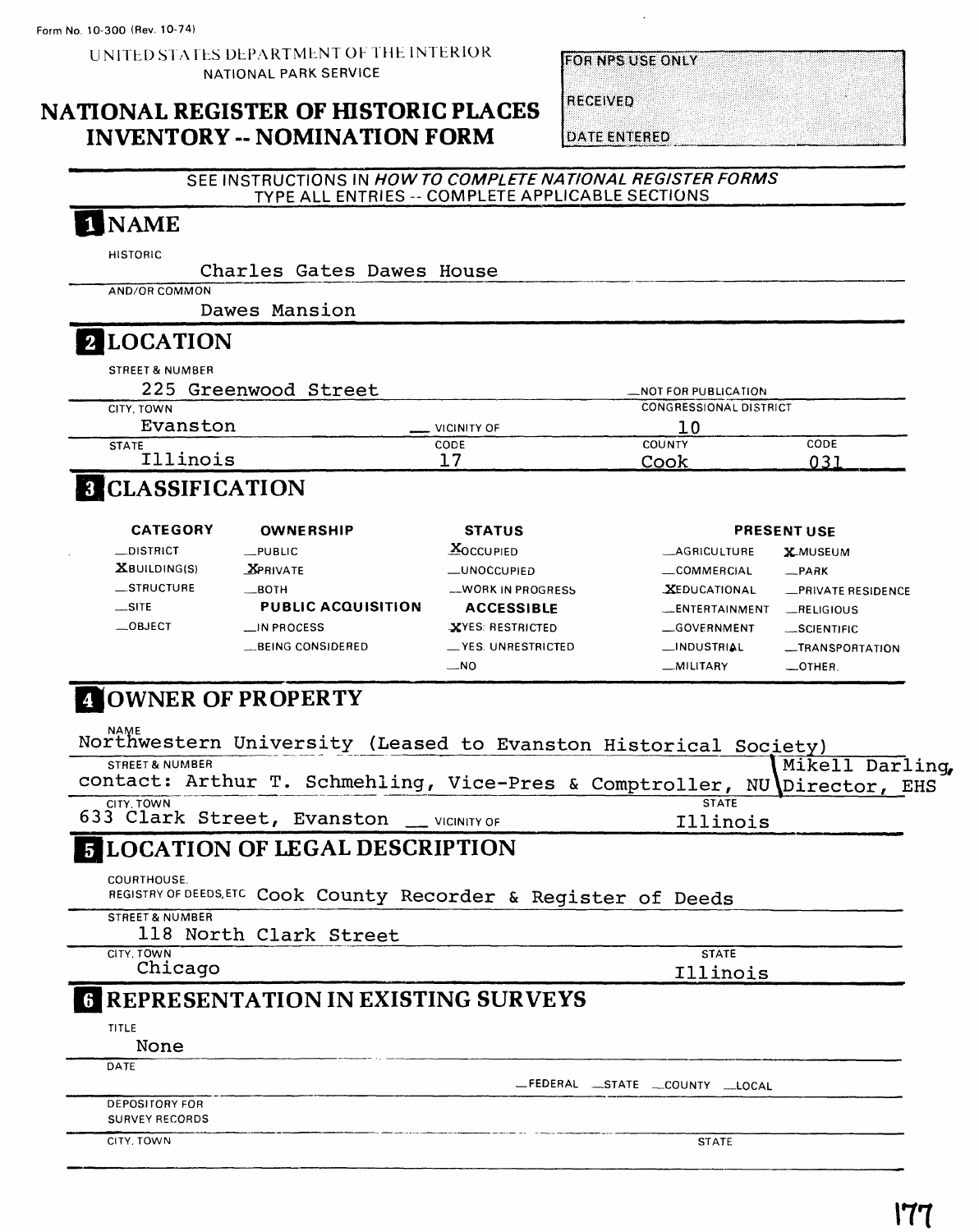Form No. 10-300 (Rev. 10-74)

UNITED STATES DEPARTMENT OF THE INTERIOR
NATIONAL PARK SERVICE

# NATIONAL REGISTER OF HISTORIC PLACES INVENTORY -- NOMINATION FORM

| FOR NPS USE ONLY |
| --- |
| RECEIVED |
| DATE ENTERED |

SEE INSTRUCTIONS IN *HOW TO COMPLETE NATIONAL REGISTER FORMS*
TYPE ALL ENTRIES -- COMPLETE APPLICABLE SECTIONS

## 1 NAME

HISTORIC
Charles Gates Dawes House

AND/OR COMMON
Dawes Mansion

## 2 LOCATION

STREET & NUMBER
225 Greenwood Street — _NOT FOR PUBLICATION

CITY, TOWN
Evanston — _ VICINITY OF

CONGRESSIONAL DISTRICT
10

| STATE | CODE | COUNTY | CODE |
| --- | --- | --- | --- |
| Illinois | 17 | Cook | 031 |

## 3 CLASSIFICATION

| CATEGORY | OWNERSHIP | STATUS | PRESENT USE | |
| --- | --- | --- | --- | --- |
| _DISTRICT | _PUBLIC | X OCCUPIED | _AGRICULTURE | X MUSEUM |
| X BUILDING(S) | X PRIVATE | _UNOCCUPIED | _COMMERCIAL | _PARK |
| _STRUCTURE | _BOTH | _WORK IN PROGRESS | X EDUCATIONAL | _PRIVATE RESIDENCE |
| _SITE | **PUBLIC ACQUISITION** | **ACCESSIBLE** | _ENTERTAINMENT | _RELIGIOUS |
| _OBJECT | _IN PROCESS | X YES: RESTRICTED | _GOVERNMENT | _SCIENTIFIC |
| | _BEING CONSIDERED | _YES: UNRESTRICTED | _INDUSTRIAL | _TRANSPORTATION |
| | | _NO | _MILITARY | _OTHER: |

## 4 OWNER OF PROPERTY

NAME
Northwestern University (Leased to Evanston Historical Society)

STREET & NUMBER
contact: Arthur T. Schmehling, Vice-Pres & Comptroller, NU \ Mikell Darling, Director, EHS

CITY, TOWN
633 Clark Street, Evanston __ VICINITY OF

STATE
Illinois

## 5 LOCATION OF LEGAL DESCRIPTION

COURTHOUSE, REGISTRY OF DEEDS, ETC. Cook County Recorder & Register of Deeds

STREET & NUMBER
118 North Clark Street

CITY, TOWN
Chicago

STATE
Illinois

## 6 REPRESENTATION IN EXISTING SURVEYS

TITLE
None

DATE

_FEDERAL _STATE _COUNTY _LOCAL

DEPOSITORY FOR SURVEY RECORDS

CITY, TOWN

STATE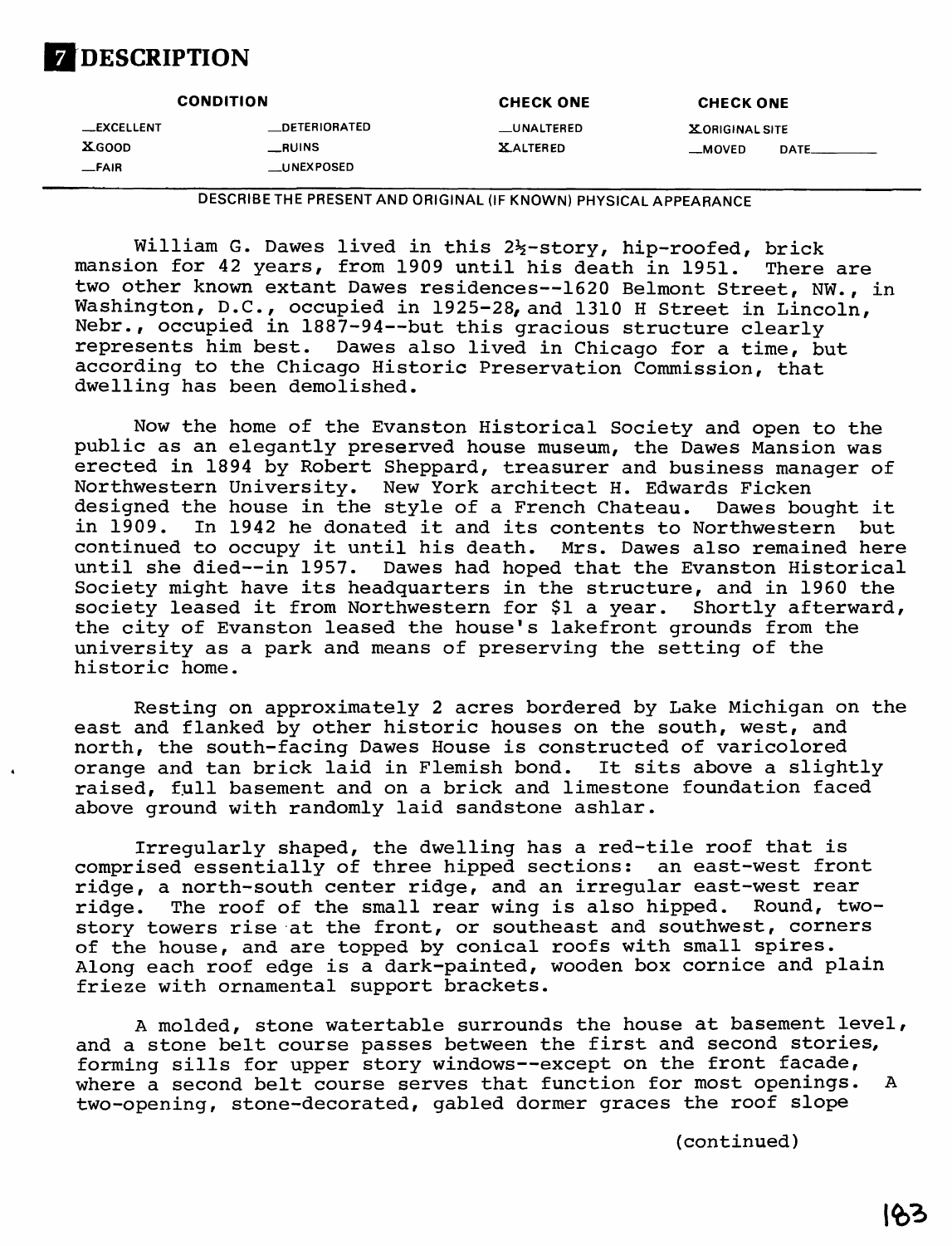# 7 DESCRIPTION

| CONDITION | | CHECK ONE | CHECK ONE |
|---|---|---|---|
| __EXCELLENT | __DETERIORATED | __UNALTERED | X ORIGINAL SITE |
| X GOOD | __RUINS | X ALTERED | __MOVED DATE______ |
| __FAIR | __UNEXPOSED | | |

DESCRIBE THE PRESENT AND ORIGINAL (IF KNOWN) PHYSICAL APPEARANCE

William G. Dawes lived in this 2½-story, hip-roofed, brick mansion for 42 years, from 1909 until his death in 1951. There are two other known extant Dawes residences--1620 Belmont Street, NW., in Washington, D.C., occupied in 1925-28, and 1310 H Street in Lincoln, Nebr., occupied in 1887-94--but this gracious structure clearly represents him best. Dawes also lived in Chicago for a time, but according to the Chicago Historic Preservation Commission, that dwelling has been demolished.

Now the home of the Evanston Historical Society and open to the public as an elegantly preserved house museum, the Dawes Mansion was erected in 1894 by Robert Sheppard, treasurer and business manager of Northwestern University. New York architect H. Edwards Ficken designed the house in the style of a French Chateau. Dawes bought it in 1909. In 1942 he donated it and its contents to Northwestern but continued to occupy it until his death. Mrs. Dawes also remained here until she died--in 1957. Dawes had hoped that the Evanston Historical Society might have its headquarters in the structure, and in 1960 the society leased it from Northwestern for $1 a year. Shortly afterward, the city of Evanston leased the house's lakefront grounds from the university as a park and means of preserving the setting of the historic home.

Resting on approximately 2 acres bordered by Lake Michigan on the east and flanked by other historic houses on the south, west, and north, the south-facing Dawes House is constructed of varicolored orange and tan brick laid in Flemish bond. It sits above a slightly raised, full basement and on a brick and limestone foundation faced above ground with randomly laid sandstone ashlar.

Irregularly shaped, the dwelling has a red-tile roof that is comprised essentially of three hipped sections: an east-west front ridge, a north-south center ridge, and an irregular east-west rear ridge. The roof of the small rear wing is also hipped. Round, two-story towers rise at the front, or southeast and southwest, corners of the house, and are topped by conical roofs with small spires. Along each roof edge is a dark-painted, wooden box cornice and plain frieze with ornamental support brackets.

A molded, stone watertable surrounds the house at basement level, and a stone belt course passes between the first and second stories, forming sills for upper story windows--except on the front facade, where a second belt course serves that function for most openings. A two-opening, stone-decorated, gabled dormer graces the roof slope

(continued)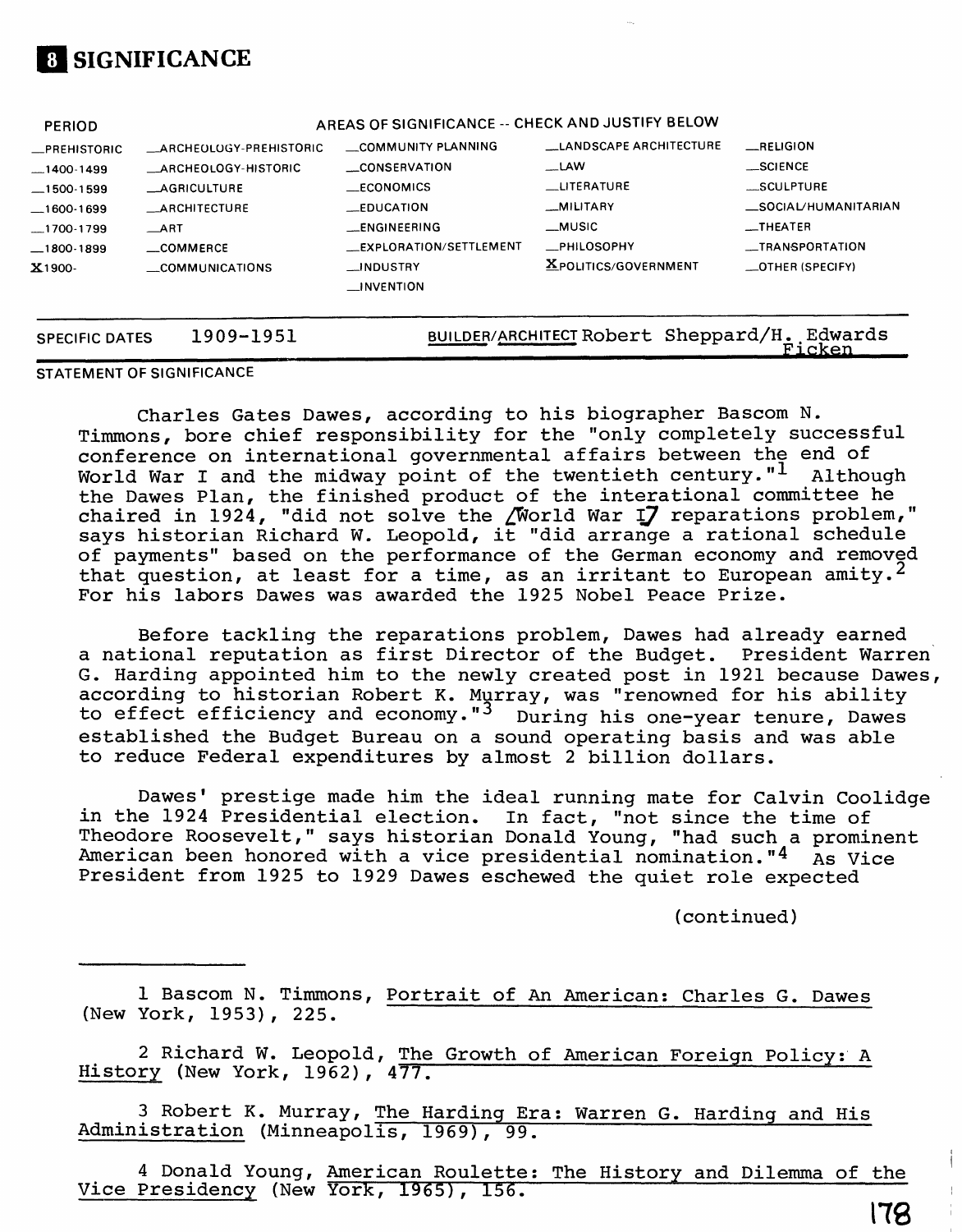# 8 SIGNIFICANCE

| PERIOD | AREAS OF SIGNIFICANCE -- CHECK AND JUSTIFY BELOW | | | |
|---|---|---|---|---|
| _PREHISTORIC | _ARCHEOLOGY-PREHISTORIC | _COMMUNITY PLANNING | _LANDSCAPE ARCHITECTURE | _RELIGION |
| _1400-1499 | _ARCHEOLOGY-HISTORIC | _CONSERVATION | _LAW | _SCIENCE |
| _1500-1599 | _AGRICULTURE | _ECONOMICS | _LITERATURE | _SCULPTURE |
| _1600-1699 | _ARCHITECTURE | _EDUCATION | _MILITARY | _SOCIAL/HUMANITARIAN |
| _1700-1799 | _ART | _ENGINEERING | _MUSIC | _THEATER |
| _1800-1899 | _COMMERCE | _EXPLORATION/SETTLEMENT | _PHILOSOPHY | _TRANSPORTATION |
| X1900- | _COMMUNICATIONS | _INDUSTRY | XPOLITICS/GOVERNMENT | _OTHER (SPECIFY) |
| | | _INVENTION | | |

SPECIFIC DATES 1909-1951 BUILDER/ARCHITECT Robert Sheppard/H. Edwards Ficken

STATEMENT OF SIGNIFICANCE

Charles Gates Dawes, according to his biographer Bascom N. Timmons, bore chief responsibility for the "only completely successful conference on international governmental affairs between the end of World War I and the midway point of the twentieth century."[1] Although the Dawes Plan, the finished product of the interational committee he chaired in 1924, "did not solve the [World War I] reparations problem," says historian Richard W. Leopold, it "did arrange a rational schedule of payments" based on the performance of the German economy and removed that question, at least for a time, as an irritant to European amity.[2] For his labors Dawes was awarded the 1925 Nobel Peace Prize.

Before tackling the reparations problem, Dawes had already earned a national reputation as first Director of the Budget. President Warren G. Harding appointed him to the newly created post in 1921 because Dawes, according to historian Robert K. Murray, was "renowned for his ability to effect efficiency and economy."[3] During his one-year tenure, Dawes established the Budget Bureau on a sound operating basis and was able to reduce Federal expenditures by almost 2 billion dollars.

Dawes' prestige made him the ideal running mate for Calvin Coolidge in the 1924 Presidential election. In fact, "not since the time of Theodore Roosevelt," says historian Donald Young, "had such a prominent American been honored with a vice presidential nomination."[4] As Vice President from 1925 to 1929 Dawes eschewed the quiet role expected

(continued)

---

1 Bascom N. Timmons, Portrait of An American: Charles G. Dawes (New York, 1953), 225.

2 Richard W. Leopold, The Growth of American Foreign Policy: A History (New York, 1962), 477.

3 Robert K. Murray, The Harding Era: Warren G. Harding and His Administration (Minneapolis, 1969), 99.

4 Donald Young, American Roulette: The History and Dilemma of the Vice Presidency (New York, 1965), 156.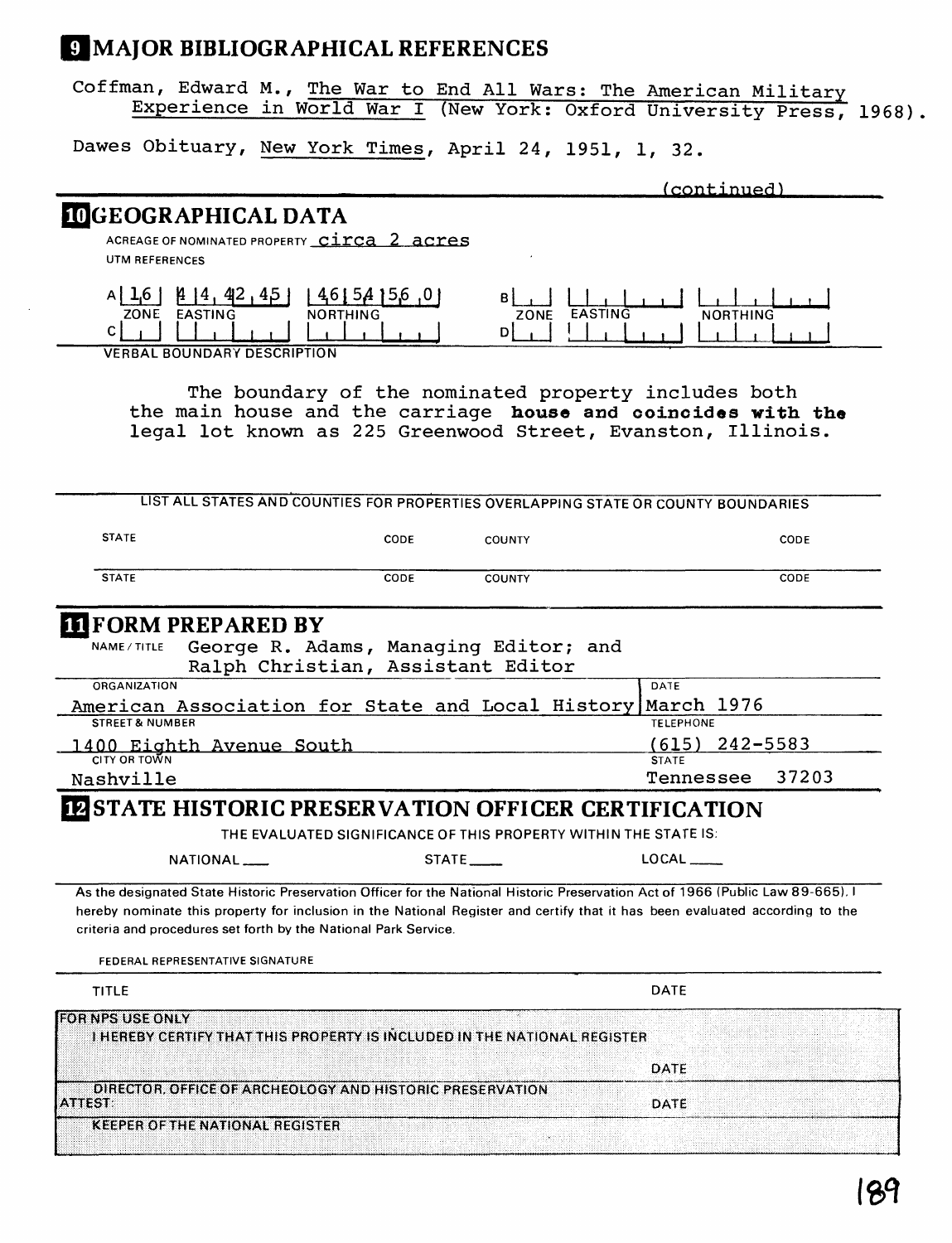## 9 MAJOR BIBLIOGRAPHICAL REFERENCES

Coffman, Edward M., The War to End All Wars: The American Military Experience in World War I (New York: Oxford University Press, 1968).

Dawes Obituary, New York Times, April 24, 1951, 1, 32.

(continued)

## 10 GEOGRAPHICAL DATA

ACREAGE OF NOMINATED PROPERTY circa 2 acres

UTM REFERENCES

| | ZONE | EASTING | NORTHING |
|---|---|---|---|
| A | 16 | 4 14 42 45 | 4 65 4 56 0 |
| B | | | |
| C | | | |
| D | | | |

VERBAL BOUNDARY DESCRIPTION

The boundary of the nominated property includes both the main house and the carriage house and coincides with the legal lot known as 225 Greenwood Street, Evanston, Illinois.

LIST ALL STATES AND COUNTIES FOR PROPERTIES OVERLAPPING STATE OR COUNTY BOUNDARIES

| STATE | CODE | COUNTY | CODE |
|---|---|---|---|
| STATE | CODE | COUNTY | CODE |

## 11 FORM PREPARED BY

NAME / TITLE George R. Adams, Managing Editor; and Ralph Christian, Assistant Editor

ORGANIZATION American Association for State and Local History

DATE March 1976

STREET & NUMBER 1400 Eighth Avenue South

TELEPHONE (615) 242-5583

CITY OR TOWN Nashville

STATE Tennessee 37203

## 12 STATE HISTORIC PRESERVATION OFFICER CERTIFICATION

THE EVALUATED SIGNIFICANCE OF THIS PROPERTY WITHIN THE STATE IS:

NATIONAL ___ STATE ___ LOCAL ___

As the designated State Historic Preservation Officer for the National Historic Preservation Act of 1966 (Public Law 89-665), I hereby nominate this property for inclusion in the National Register and certify that it has been evaluated according to the criteria and procedures set forth by the National Park Service.

FEDERAL REPRESENTATIVE SIGNATURE

TITLE DATE

FOR NPS USE ONLY

I HEREBY CERTIFY THAT THIS PROPERTY IS INCLUDED IN THE NATIONAL REGISTER

DATE

DIRECTOR, OFFICE OF ARCHEOLOGY AND HISTORIC PRESERVATION

ATTEST: DATE

KEEPER OF THE NATIONAL REGISTER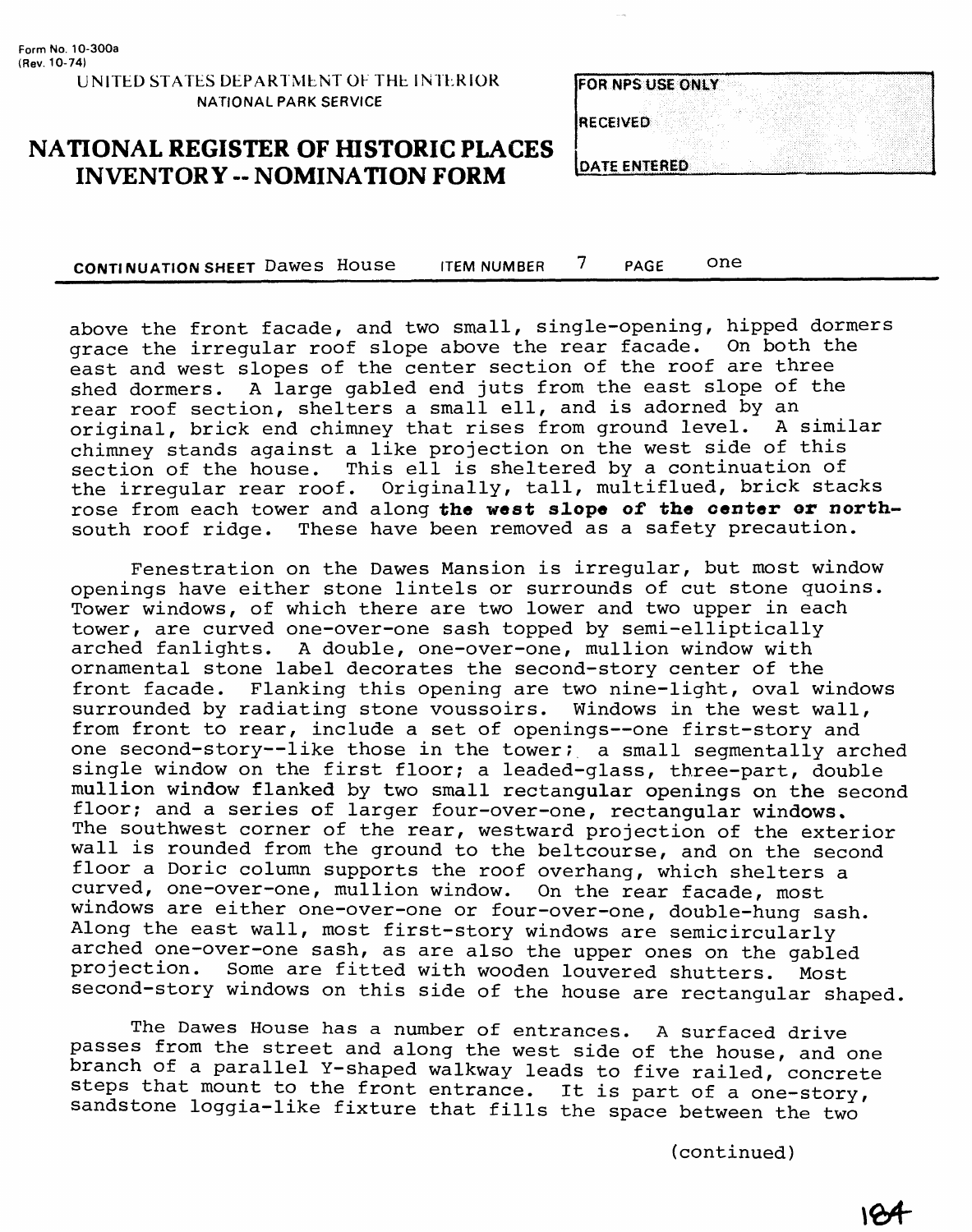Form No. 10-300a
(Rev. 10-74)

UNITED STATES DEPARTMENT OF THE INTERIOR
NATIONAL PARK SERVICE

# NATIONAL REGISTER OF HISTORIC PLACES INVENTORY -- NOMINATION FORM

| FOR NPS USE ONLY |
|---|
| RECEIVED |
| DATE ENTERED |

**CONTINUATION SHEET** Dawes House **ITEM NUMBER** 7 **PAGE** one

above the front facade, and two small, single-opening, hipped dormers grace the irregular roof slope above the rear facade. On both the east and west slopes of the center section of the roof are three shed dormers. A large gabled end juts from the east slope of the rear roof section, shelters a small ell, and is adorned by an original, brick end chimney that rises from ground level. A similar chimney stands against a like projection on the west side of this section of the house. This ell is sheltered by a continuation of the irregular rear roof. Originally, tall, multiflued, brick stacks rose from each tower and along **the west slope of the center or north-south** roof ridge. These have been removed as a safety precaution.

Fenestration on the Dawes Mansion is irregular, but most window openings have either stone lintels or surrounds of cut stone quoins. Tower windows, of which there are two lower and two upper in each tower, are curved one-over-one sash topped by semi-elliptically arched fanlights. A double, one-over-one, mullion window with ornamental stone label decorates the second-story center of the front facade. Flanking this opening are two nine-light, oval windows surrounded by radiating stone voussoirs. Windows in the west wall, from front to rear, include a set of openings--one first-story and one second-story--like those in the tower; a small segmentally arched single window on the first floor; a leaded-glass, three-part, double mullion window flanked by two small rectangular openings on the second floor; and a series of larger four-over-one, rectangular windows. The southwest corner of the rear, westward projection of the exterior wall is rounded from the ground to the beltcourse, and on the second floor a Doric column supports the roof overhang, which shelters a curved, one-over-one, mullion window. On the rear facade, most windows are either one-over-one or four-over-one, double-hung sash. Along the east wall, most first-story windows are semicircularly arched one-over-one sash, as are also the upper ones on the gabled projection. Some are fitted with wooden louvered shutters. Most second-story windows on this side of the house are rectangular shaped.

The Dawes House has a number of entrances. A surfaced drive passes from the street and along the west side of the house, and one branch of a parallel Y-shaped walkway leads to five railed, concrete steps that mount to the front entrance. It is part of a one-story, sandstone loggia-like fixture that fills the space between the two

(continued)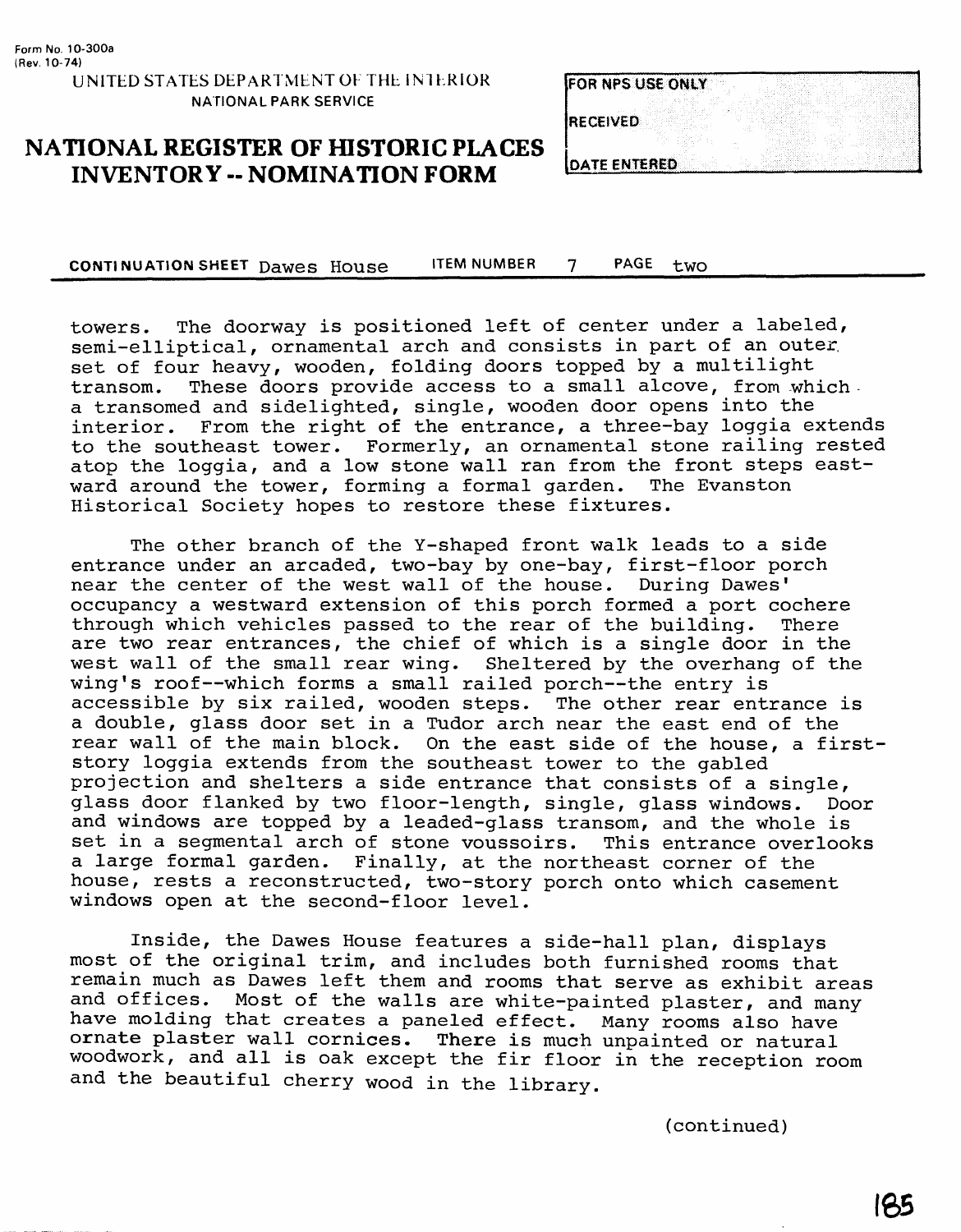Form No. 10-300a
(Rev. 10-74)

UNITED STATES DEPARTMENT OF THE INTERIOR
NATIONAL PARK SERVICE

# NATIONAL REGISTER OF HISTORIC PLACES INVENTORY -- NOMINATION FORM

FOR NPS USE ONLY

RECEIVED

DATE ENTERED

**CONTINUATION SHEET** Dawes House **ITEM NUMBER** 7 **PAGE** two

towers. The doorway is positioned left of center under a labeled, semi-elliptical, ornamental arch and consists in part of an outer set of four heavy, wooden, folding doors topped by a multilight transom. These doors provide access to a small alcove, from which a transomed and sidelighted, single, wooden door opens into the interior. From the right of the entrance, a three-bay loggia extends to the southeast tower. Formerly, an ornamental stone railing rested atop the loggia, and a low stone wall ran from the front steps eastward around the tower, forming a formal garden. The Evanston Historical Society hopes to restore these fixtures.

The other branch of the Y-shaped front walk leads to a side entrance under an arcaded, two-bay by one-bay, first-floor porch near the center of the west wall of the house. During Dawes' occupancy a westward extension of this porch formed a port cochere through which vehicles passed to the rear of the building. There are two rear entrances, the chief of which is a single door in the west wall of the small rear wing. Sheltered by the overhang of the wing's roof--which forms a small railed porch--the entry is accessible by six railed, wooden steps. The other rear entrance is a double, glass door set in a Tudor arch near the east end of the rear wall of the main block. On the east side of the house, a first-story loggia extends from the southeast tower to the gabled projection and shelters a side entrance that consists of a single, glass door flanked by two floor-length, single, glass windows. Door and windows are topped by a leaded-glass transom, and the whole is set in a segmental arch of stone voussoirs. This entrance overlooks a large formal garden. Finally, at the northeast corner of the house, rests a reconstructed, two-story porch onto which casement windows open at the second-floor level.

Inside, the Dawes House features a side-hall plan, displays most of the original trim, and includes both furnished rooms that remain much as Dawes left them and rooms that serve as exhibit areas and offices. Most of the walls are white-painted plaster, and many have molding that creates a paneled effect. Many rooms also have ornate plaster wall cornices. There is much unpainted or natural woodwork, and all is oak except the fir floor in the reception room and the beautiful cherry wood in the library.

(continued)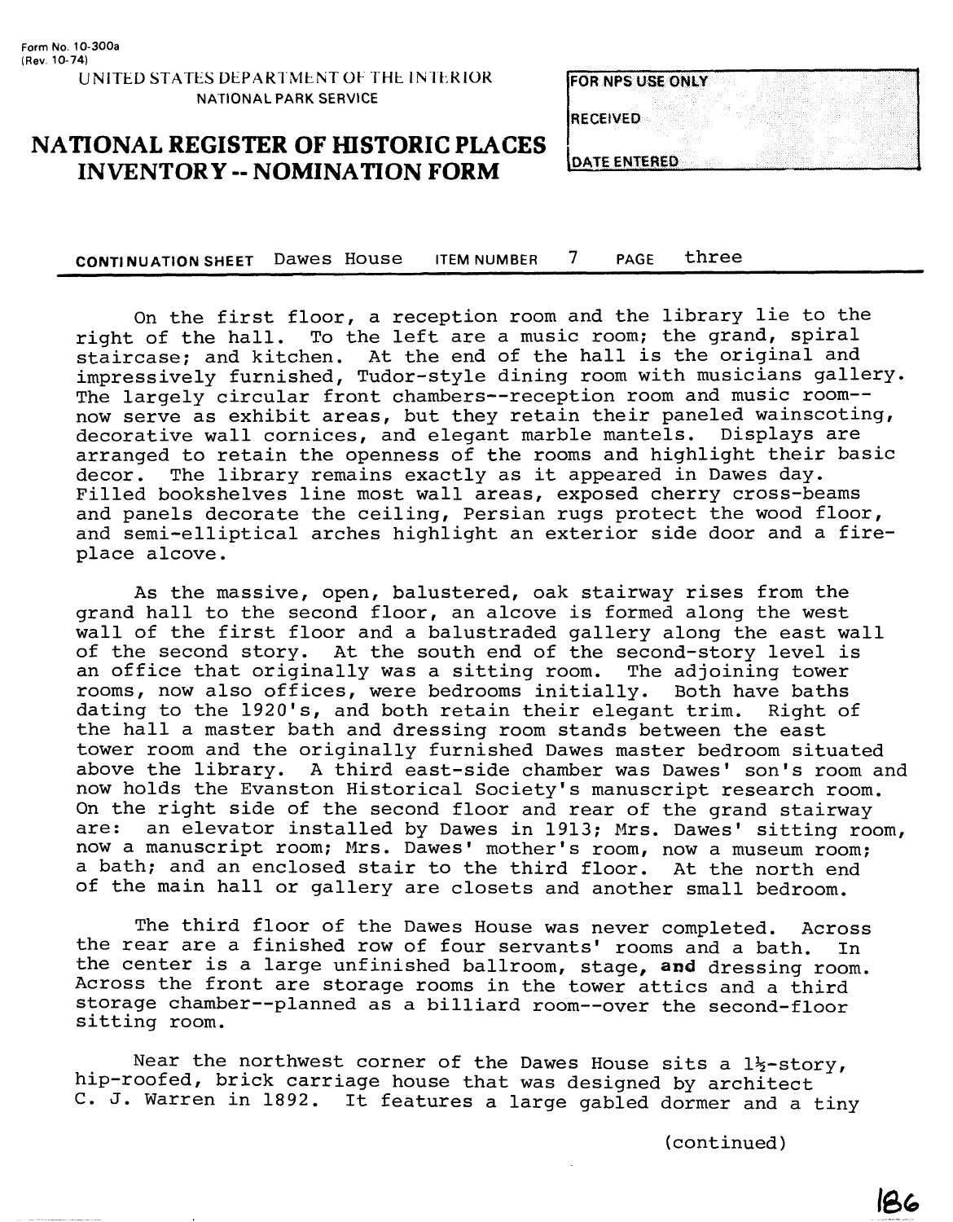Form No. 10-300a
(Rev. 10-74)

UNITED STATES DEPARTMENT OF THE INTERIOR
NATIONAL PARK SERVICE

# NATIONAL REGISTER OF HISTORIC PLACES INVENTORY -- NOMINATION FORM

| FOR NPS USE ONLY |
|---|
| RECEIVED |
| DATE ENTERED |

**CONTINUATION SHEET** Dawes House **ITEM NUMBER** 7 **PAGE** three

On the first floor, a reception room and the library lie to the right of the hall. To the left are a music room; the grand, spiral staircase; and kitchen. At the end of the hall is the original and impressively furnished, Tudor-style dining room with musicians gallery. The largely circular front chambers--reception room and music room--now serve as exhibit areas, but they retain their paneled wainscoting, decorative wall cornices, and elegant marble mantels. Displays are arranged to retain the openness of the rooms and highlight their basic decor. The library remains exactly as it appeared in Dawes day. Filled bookshelves line most wall areas, exposed cherry cross-beams and panels decorate the ceiling, Persian rugs protect the wood floor, and semi-elliptical arches highlight an exterior side door and a fire-place alcove.

As the massive, open, balustered, oak stairway rises from the grand hall to the second floor, an alcove is formed along the west wall of the first floor and a balustraded gallery along the east wall of the second story. At the south end of the second-story level is an office that originally was a sitting room. The adjoining tower rooms, now also offices, were bedrooms initially. Both have baths dating to the 1920's, and both retain their elegant trim. Right of the hall a master bath and dressing room stands between the east tower room and the originally furnished Dawes master bedroom situated above the library. A third east-side chamber was Dawes' son's room and now holds the Evanston Historical Society's manuscript research room. On the right side of the second floor and rear of the grand stairway are: an elevator installed by Dawes in 1913; Mrs. Dawes' sitting room, now a manuscript room; Mrs. Dawes' mother's room, now a museum room; a bath; and an enclosed stair to the third floor. At the north end of the main hall or gallery are closets and another small bedroom.

The third floor of the Dawes House was never completed. Across the rear are a finished row of four servants' rooms and a bath. In the center is a large unfinished ballroom, stage, and dressing room. Across the front are storage rooms in the tower attics and a third storage chamber--planned as a billiard room--over the second-floor sitting room.

Near the northwest corner of the Dawes House sits a 1½-story, hip-roofed, brick carriage house that was designed by architect C. J. Warren in 1892. It features a large gabled dormer and a tiny

(continued)

186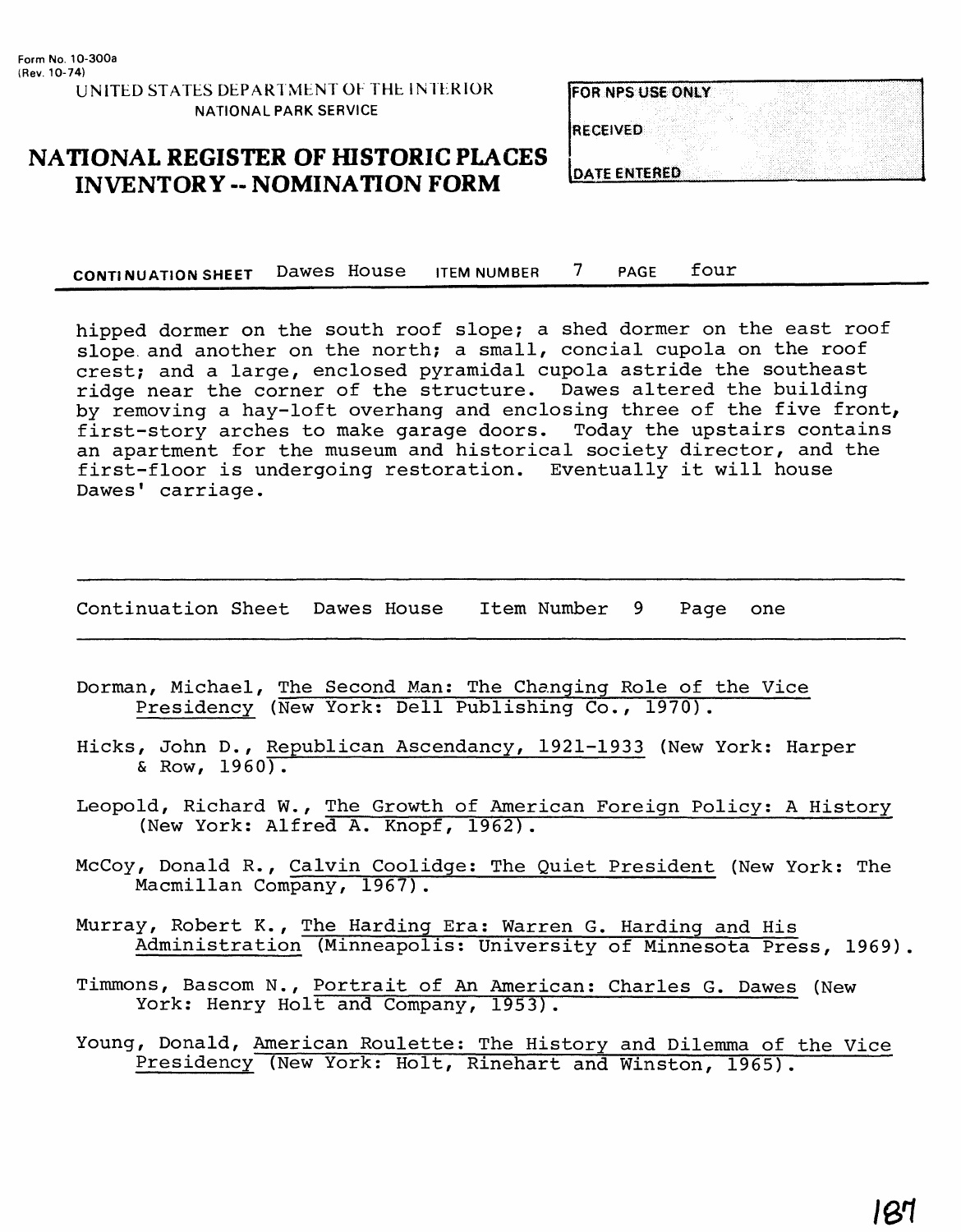Form No. 10-300a
(Rev. 10-74)

UNITED STATES DEPARTMENT OF THE INTERIOR
NATIONAL PARK SERVICE

# NATIONAL REGISTER OF HISTORIC PLACES INVENTORY -- NOMINATION FORM

| FOR NPS USE ONLY |
| --- |
| RECEIVED |
| DATE ENTERED |

**CONTINUATION SHEET** Dawes House **ITEM NUMBER** 7 **PAGE** four

hipped dormer on the south roof slope; a shed dormer on the east roof slope and another on the north; a small, concial cupola on the roof crest; and a large, enclosed pyramidal cupola astride the southeast ridge near the corner of the structure. Dawes altered the building by removing a hay-loft overhang and enclosing three of the five front, first-story arches to make garage doors. Today the upstairs contains an apartment for the museum and historical society director, and the first-floor is undergoing restoration. Eventually it will house Dawes' carriage.

---

Continuation Sheet Dawes House Item Number 9 Page one

---

Dorman, Michael, The Second Man: The Changing Role of the Vice Presidency (New York: Dell Publishing Co., 1970).

Hicks, John D., Republican Ascendancy, 1921-1933 (New York: Harper & Row, 1960).

Leopold, Richard W., The Growth of American Foreign Policy: A History (New York: Alfred A. Knopf, 1962).

McCoy, Donald R., Calvin Coolidge: The Quiet President (New York: The Macmillan Company, 1967).

Murray, Robert K., The Harding Era: Warren G. Harding and His Administration (Minneapolis: University of Minnesota Press, 1969).

Timmons, Bascom N., Portrait of An American: Charles G. Dawes (New York: Henry Holt and Company, 1953).

Young, Donald, American Roulette: The History and Dilemma of the Vice Presidency (New York: Holt, Rinehart and Winston, 1965).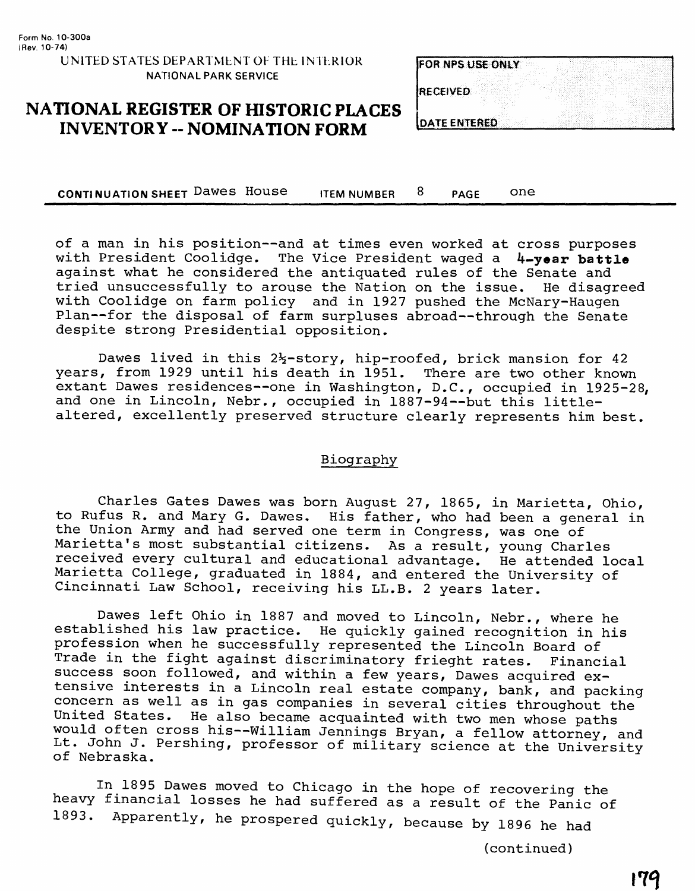Form No. 10-300a
(Rev. 10-74)

UNITED STATES DEPARTMENT OF THE INTERIOR
NATIONAL PARK SERVICE

# NATIONAL REGISTER OF HISTORIC PLACES INVENTORY -- NOMINATION FORM

| FOR NPS USE ONLY |
| --- |
| RECEIVED |
| DATE ENTERED |

**CONTINUATION SHEET** Dawes House **ITEM NUMBER** 8 **PAGE** one

of a man in his position--and at times even worked at cross purposes with President Coolidge. The Vice President waged a **4-year battle** against what he considered the antiquated rules of the Senate and tried unsuccessfully to arouse the Nation on the issue. He disagreed with Coolidge on farm policy and in 1927 pushed the McNary-Haugen Plan--for the disposal of farm surpluses abroad--through the Senate despite strong Presidential opposition.

Dawes lived in this 2½-story, hip-roofed, brick mansion for 42 years, from 1929 until his death in 1951. There are two other known extant Dawes residences--one in Washington, D.C., occupied in 1925-28, and one in Lincoln, Nebr., occupied in 1887-94--but this little-altered, excellently preserved structure clearly represents him best.

## Biography

Charles Gates Dawes was born August 27, 1865, in Marietta, Ohio, to Rufus R. and Mary G. Dawes. His father, who had been a general in the Union Army and had served one term in Congress, was one of Marietta's most substantial citizens. As a result, young Charles received every cultural and educational advantage. He attended local Marietta College, graduated in 1884, and entered the University of Cincinnati Law School, receiving his LL.B. 2 years later.

Dawes left Ohio in 1887 and moved to Lincoln, Nebr., where he established his law practice. He quickly gained recognition in his profession when he successfully represented the Lincoln Board of Trade in the fight against discriminatory frieght rates. Financial success soon followed, and within a few years, Dawes acquired extensive interests in a Lincoln real estate company, bank, and packing concern as well as in gas companies in several cities throughout the United States. He also became acquainted with two men whose paths would often cross his--William Jennings Bryan, a fellow attorney, and Lt. John J. Pershing, professor of military science at the University of Nebraska.

In 1895 Dawes moved to Chicago in the hope of recovering the heavy financial losses he had suffered as a result of the Panic of 1893. Apparently, he prospered quickly, because by 1896 he had

(continued)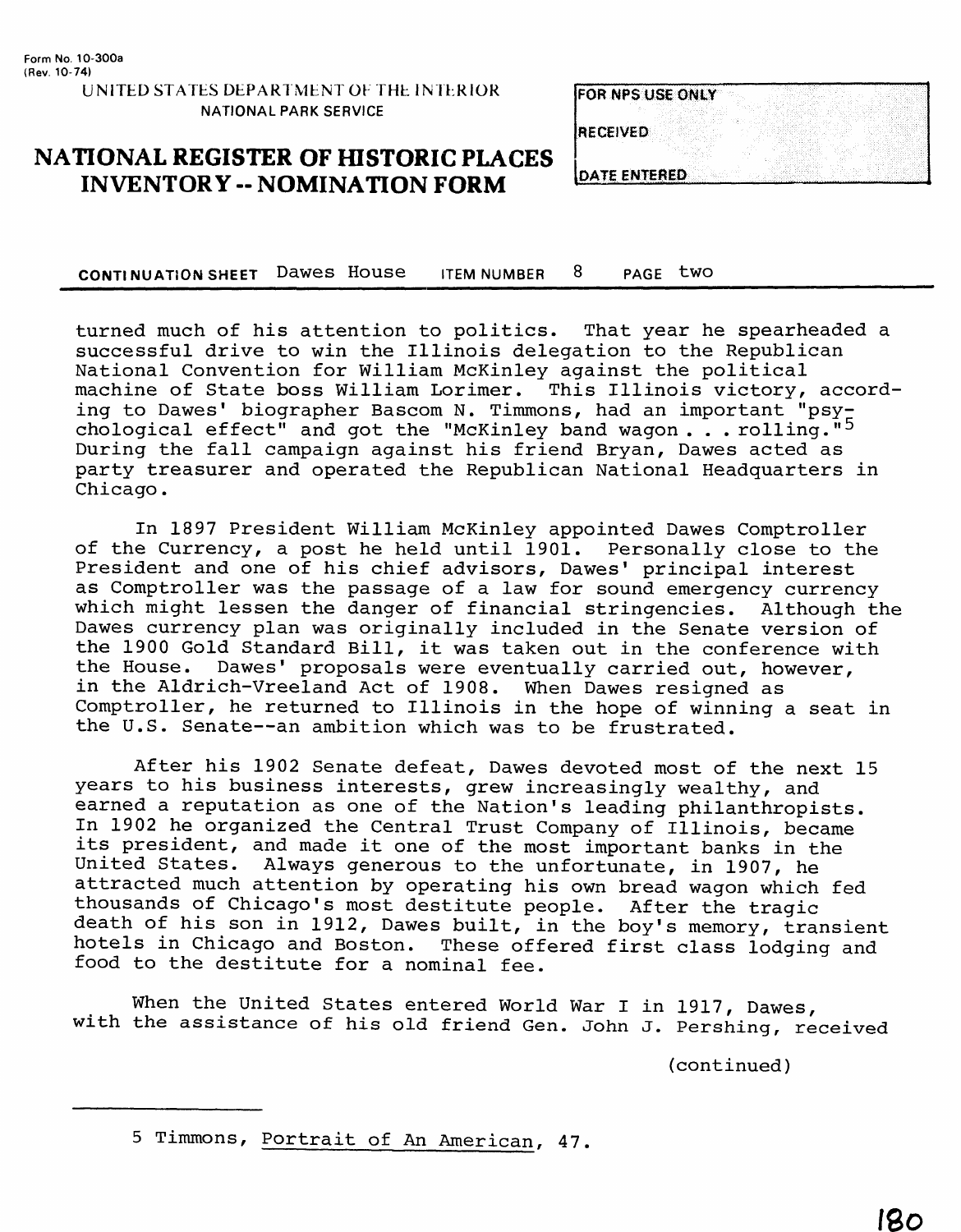Form No. 10-300a
(Rev. 10-74)

UNITED STATES DEPARTMENT OF THE INTERIOR
NATIONAL PARK SERVICE

# NATIONAL REGISTER OF HISTORIC PLACES INVENTORY -- NOMINATION FORM

| FOR NPS USE ONLY |
|---|
| RECEIVED |
| DATE ENTERED |

**CONTINUATION SHEET** Dawes House **ITEM NUMBER** 8 **PAGE** two

turned much of his attention to politics. That year he spearheaded a successful drive to win the Illinois delegation to the Republican National Convention for William McKinley against the political machine of State boss William Lorimer. This Illinois victory, according to Dawes' biographer Bascom N. Timmons, had an important "psychological effect" and got the "McKinley band wagon . . . rolling."[5] During the fall campaign against his friend Bryan, Dawes acted as party treasurer and operated the Republican National Headquarters in Chicago.

In 1897 President William McKinley appointed Dawes Comptroller of the Currency, a post he held until 1901. Personally close to the President and one of his chief advisors, Dawes' principal interest as Comptroller was the passage of a law for sound emergency currency which might lessen the danger of financial stringencies. Although the Dawes currency plan was originally included in the Senate version of the 1900 Gold Standard Bill, it was taken out in the conference with the House. Dawes' proposals were eventually carried out, however, in the Aldrich-Vreeland Act of 1908. When Dawes resigned as Comptroller, he returned to Illinois in the hope of winning a seat in the U.S. Senate--an ambition which was to be frustrated.

After his 1902 Senate defeat, Dawes devoted most of the next 15 years to his business interests, grew increasingly wealthy, and earned a reputation as one of the Nation's leading philanthropists. In 1902 he organized the Central Trust Company of Illinois, became its president, and made it one of the most important banks in the United States. Always generous to the unfortunate, in 1907, he attracted much attention by operating his own bread wagon which fed thousands of Chicago's most destitute people. After the tragic death of his son in 1912, Dawes built, in the boy's memory, transient hotels in Chicago and Boston. These offered first class lodging and food to the destitute for a nominal fee.

When the United States entered World War I in 1917, Dawes, with the assistance of his old friend Gen. John J. Pershing, received

(continued)

---

5 Timmons, Portrait of An American, 47.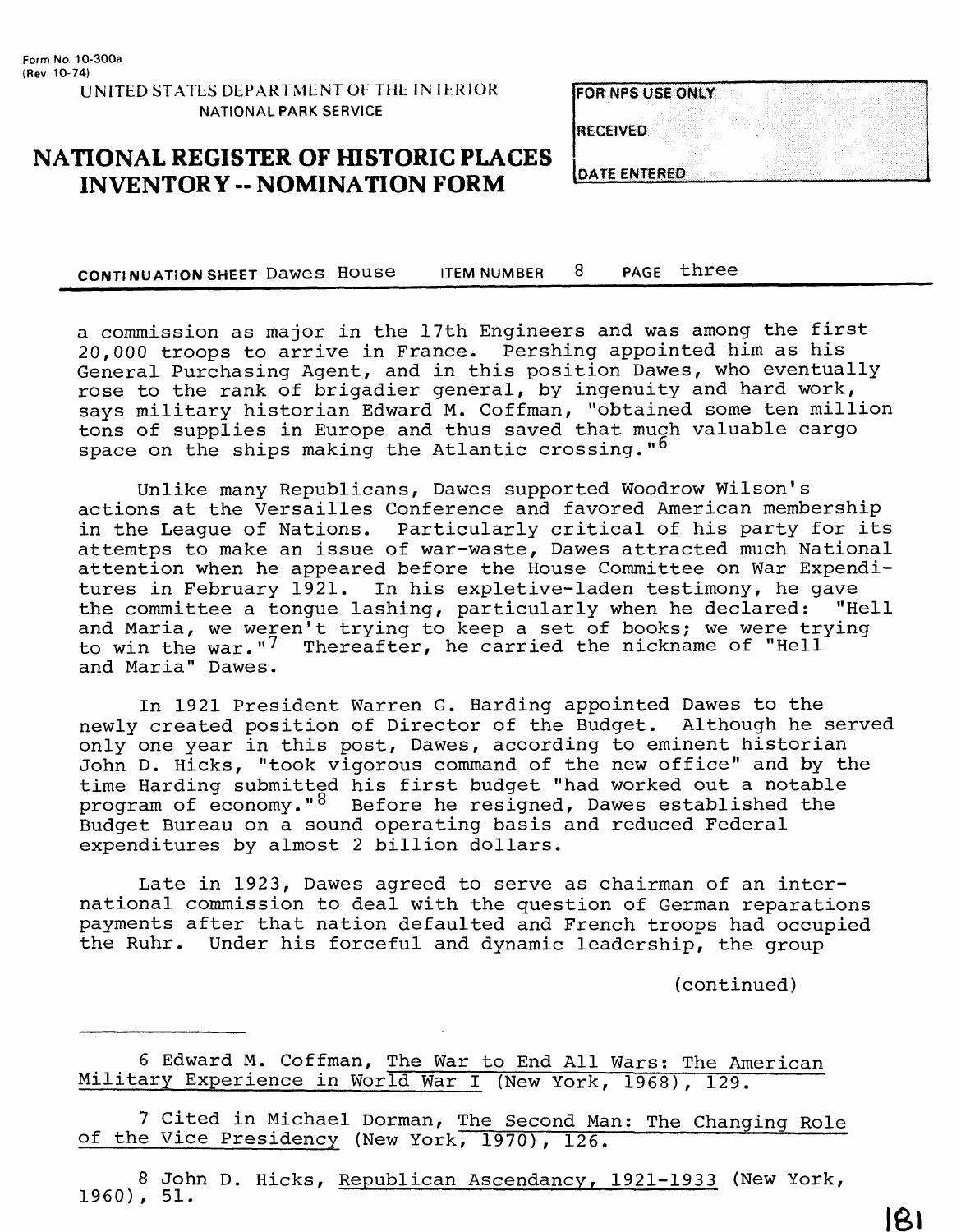Form No. 10-300a
(Rev. 10-74)

UNITED STATES DEPARTMENT OF THE INTERIOR
NATIONAL PARK SERVICE

# NATIONAL REGISTER OF HISTORIC PLACES INVENTORY -- NOMINATION FORM

| FOR NPS USE ONLY |
|---|
| RECEIVED |
| DATE ENTERED |

**CONTINUATION SHEET** Dawes House **ITEM NUMBER** 8 **PAGE** three

a commission as major in the 17th Engineers and was among the first 20,000 troops to arrive in France. Pershing appointed him as his General Purchasing Agent, and in this position Dawes, who eventually rose to the rank of brigadier general, by ingenuity and hard work, says military historian Edward M. Coffman, "obtained some ten million tons of supplies in Europe and thus saved that much valuable cargo space on the ships making the Atlantic crossing."[6]

Unlike many Republicans, Dawes supported Woodrow Wilson's actions at the Versailles Conference and favored American membership in the League of Nations. Particularly critical of his party for its attemtps to make an issue of war-waste, Dawes attracted much National attention when he appeared before the House Committee on War Expenditures in February 1921. In his expletive-laden testimony, he gave the committee a tongue lashing, particularly when he declared: "Hell and Maria, we weren't trying to keep a set of books; we were trying to win the war."[7] Thereafter, he carried the nickname of "Hell and Maria" Dawes.

In 1921 President Warren G. Harding appointed Dawes to the newly created position of Director of the Budget. Although he served only one year in this post, Dawes, according to eminent historian John D. Hicks, "took vigorous command of the new office" and by the time Harding submitted his first budget "had worked out a notable program of economy."[8] Before he resigned, Dawes established the Budget Bureau on a sound operating basis and reduced Federal expenditures by almost 2 billion dollars.

Late in 1923, Dawes agreed to serve as chairman of an international commission to deal with the question of German reparations payments after that nation defaulted and French troops had occupied the Ruhr. Under his forceful and dynamic leadership, the group

(continued)

---

6 Edward M. Coffman, The War to End All Wars: The American Military Experience in World War I (New York, 1968), 129.

7 Cited in Michael Dorman, The Second Man: The Changing Role of the Vice Presidency (New York, 1970), 126.

8 John D. Hicks, Republican Ascendancy, 1921-1933 (New York, 1960), 51.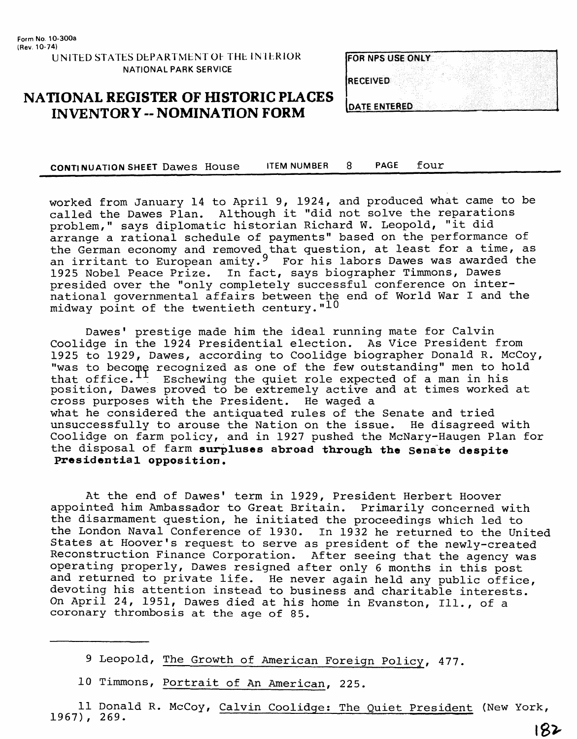Form No. 10-300a
(Rev. 10-74)

UNITED STATES DEPARTMENT OF THE INTERIOR
NATIONAL PARK SERVICE

# NATIONAL REGISTER OF HISTORIC PLACES INVENTORY -- NOMINATION FORM

| FOR NPS USE ONLY |
|---|
| RECEIVED |
| DATE ENTERED |

**CONTINUATION SHEET** Dawes House **ITEM NUMBER** 8 **PAGE** four

worked from January 14 to April 9, 1924, and produced what came to be called the Dawes Plan. Although it "did not solve the reparations problem," says diplomatic historian Richard W. Leopold, "it did arrange a rational schedule of payments" based on the performance of the German economy and removed that question, at least for a time, as an irritant to European amity.[9] For his labors Dawes was awarded the 1925 Nobel Peace Prize. In fact, says biographer Timmons, Dawes presided over the "only completely successful conference on international governmental affairs between the end of World War I and the midway point of the twentieth century."[10]

Dawes' prestige made him the ideal running mate for Calvin Coolidge in the 1924 Presidential election. As Vice President from 1925 to 1929, Dawes, according to Coolidge biographer Donald R. McCoy, "was to become recognized as one of the few outstanding" men to hold that office.[11] Eschewing the quiet role expected of a man in his position, Dawes proved to be extremely active and at times worked at cross purposes with the President. He waged a
what he considered the antiquated rules of the Senate and tried unsuccessfully to arouse the Nation on the issue. He disagreed with Coolidge on farm policy, and in 1927 pushed the McNary-Haugen Plan for the disposal of farm **surpluses abroad through the Senate despite Presidential opposition.**

At the end of Dawes' term in 1929, President Herbert Hoover appointed him Ambassador to Great Britain. Primarily concerned with the disarmament question, he initiated the proceedings which led to the London Naval Conference of 1930. In 1932 he returned to the United States at Hoover's request to serve as president of the newly-created Reconstruction Finance Corporation. After seeing that the agency was operating properly, Dawes resigned after only 6 months in this post and returned to private life. He never again held any public office, devoting his attention instead to business and charitable interests. On April 24, 1951, Dawes died at his home in Evanston, Ill., of a coronary thrombosis at the age of 85.

---

9 Leopold, The Growth of American Foreign Policy, 477.

10 Timmons, Portrait of An American, 225.

11 Donald R. McCoy, Calvin Coolidge: The Quiet President (New York, 1967), 269.